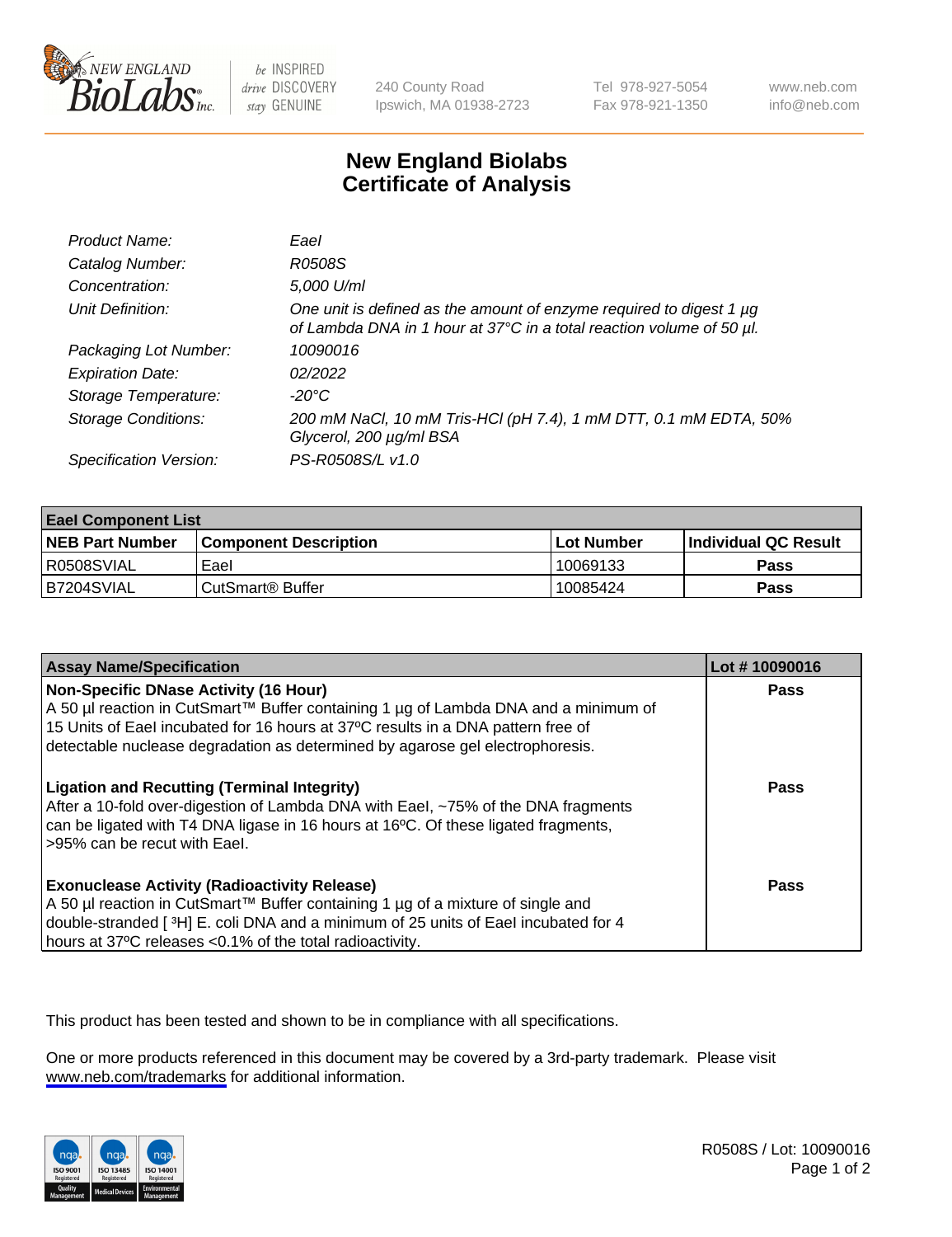# New England Biolabs
# Certificate of Analysis

| | |
|---|---|
| *Product Name:* | *EaeI* |
| *Catalog Number:* | *R0508S* |
| *Concentration:* | *5,000 U/ml* |
| *Unit Definition:* | *One unit is defined as the amount of enzyme required to digest 1 µg of Lambda DNA in 1 hour at 37°C in a total reaction volume of 50 µl.* |
| *Packaging Lot Number:* | *10090016* |
| *Expiration Date:* | *02/2022* |
| *Storage Temperature:* | *-20°C* |
| *Storage Conditions:* | *200 mM NaCl, 10 mM Tris-HCl (pH 7.4), 1 mM DTT, 0.1 mM EDTA, 50% Glycerol, 200 µg/ml BSA* |
| *Specification Version:* | *PS-R0508S/L v1.0* |

| EaeI Component List | | | |
|---|---|---|---|
| **NEB Part Number** | **Component Description** | **Lot Number** | **Individual QC Result** |
| R0508SVIAL | EaeI | 10069133 | **Pass** |
| B7204SVIAL | CutSmart® Buffer | 10085424 | **Pass** |

| Assay Name/Specification | Lot # 10090016 |
|---|---|
| **Non-Specific DNase Activity (16 Hour)** A 50 µl reaction in CutSmart™ Buffer containing 1 µg of Lambda DNA and a minimum of 15 Units of EaeI incubated for 16 hours at 37ºC results in a DNA pattern free of detectable nuclease degradation as determined by agarose gel electrophoresis. | **Pass** |
| **Ligation and Recutting (Terminal Integrity)** After a 10-fold over-digestion of Lambda DNA with EaeI, ~75% of the DNA fragments can be ligated with T4 DNA ligase in 16 hours at 16ºC. Of these ligated fragments, >95% can be recut with EaeI. | **Pass** |
| **Exonuclease Activity (Radioactivity Release)** A 50 µl reaction in CutSmart™ Buffer containing 1 µg of a mixture of single and double-stranded [ $^3$H] E. coli DNA and a minimum of 25 units of EaeI incubated for 4 hours at 37ºC releases <0.1% of the total radioactivity. | **Pass** |

This product has been tested and shown to be in compliance with all specifications.

One or more products referenced in this document may be covered by a 3rd-party trademark. Please visit www.neb.com/trademarks for additional information.

R0508S / Lot: 10090016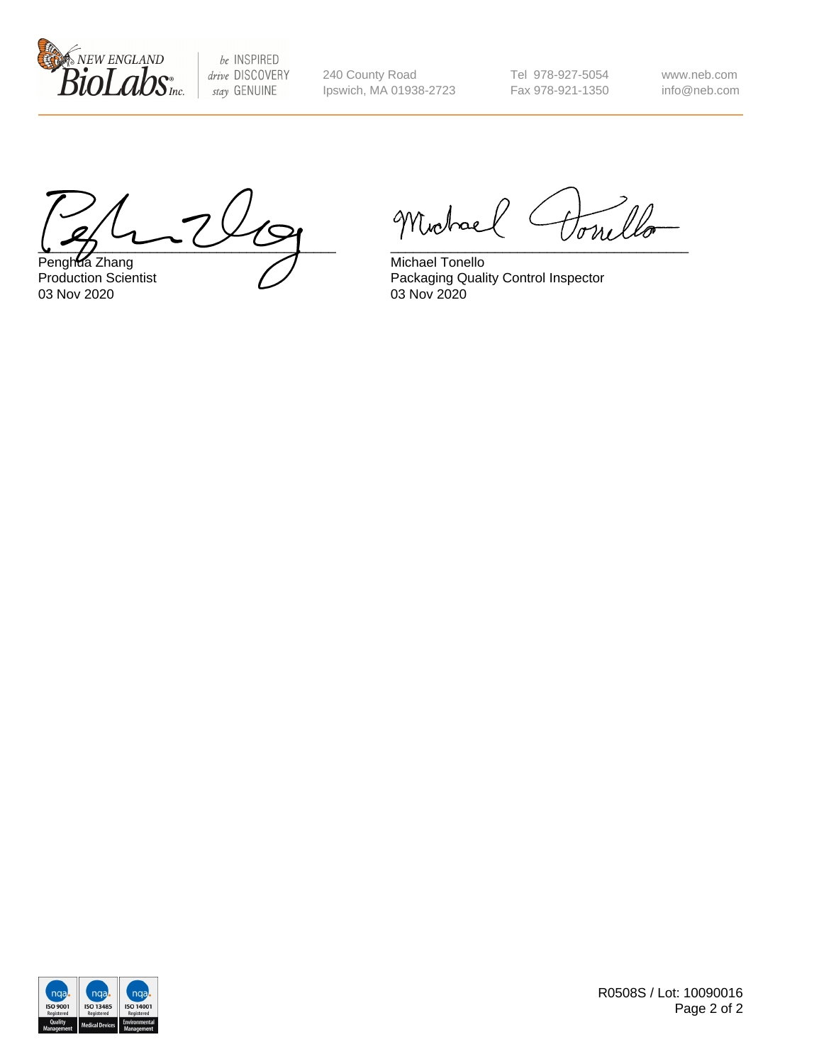NEW ENGLAND BioLabs Inc.

be INSPIRED drive DISCOVERY stay GENUINE

240 County Road
Ipswich, MA 01938-2723

Tel 978-927-5054
Fax 978-921-1350

www.neb.com
info@neb.com

Penghua Zhang
Production Scientist
03 Nov 2020

Michael Tonello
Packaging Quality Control Inspector
03 Nov 2020

R0508S / Lot: 10090016